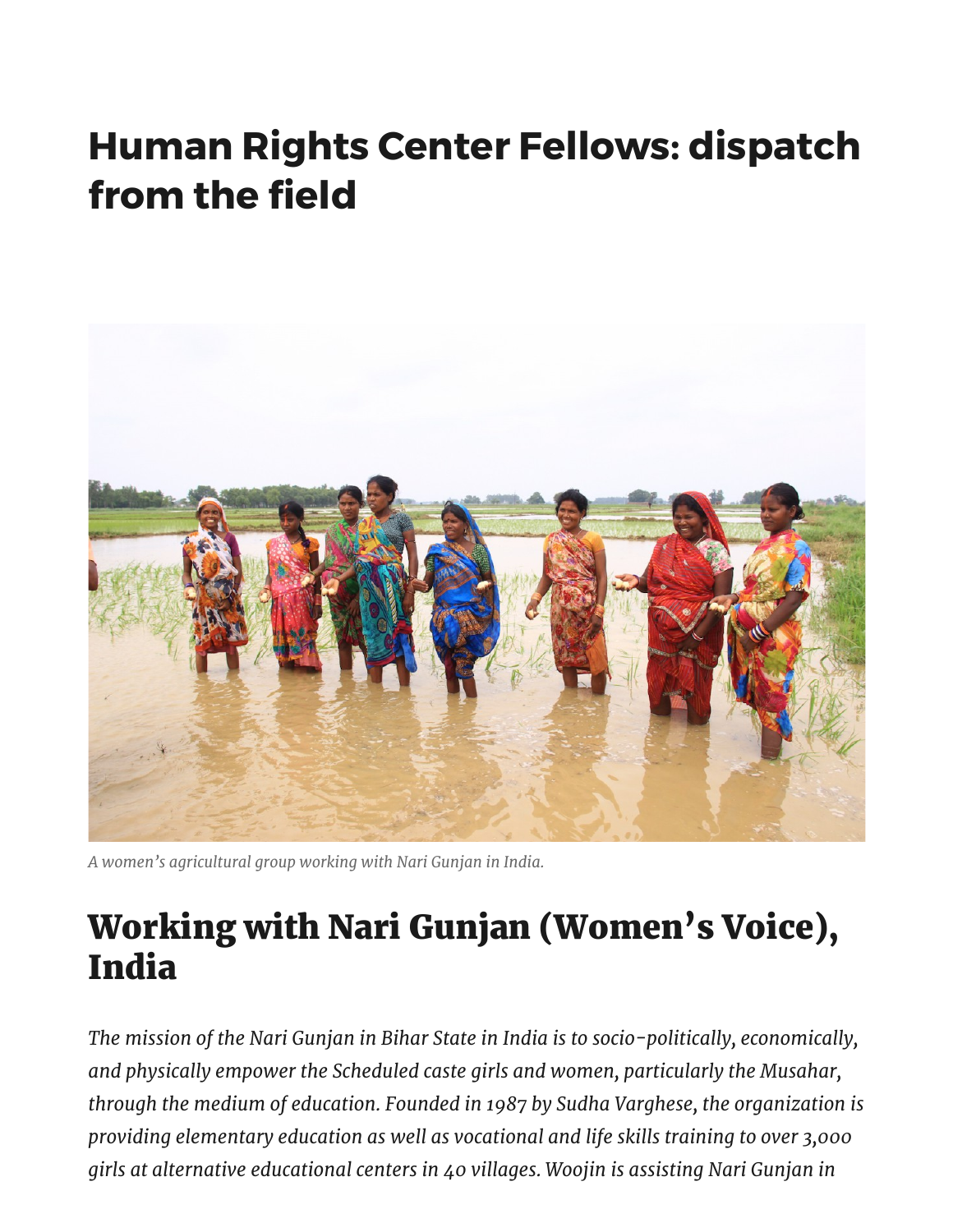# Human Rights Center Fellows: dispatch from the field

*A women's agricultural group working with Nari Gunjan in India.*

## Working with Nari Gunjan (Women's Voice), India

*The mission of the Nari Gunjan in Bihar State in India is to socio-politically, economically, and physically empower the Scheduled caste girls and women, particularly the Musahar, through the medium of education. Founded in 1987 by Sudha Varghese, the organization is providing elementary education as well as vocational and life skills training to over 3,000 girls at alternative educational centers in 40 villages. Woojin is assisting Nari Gunjan in*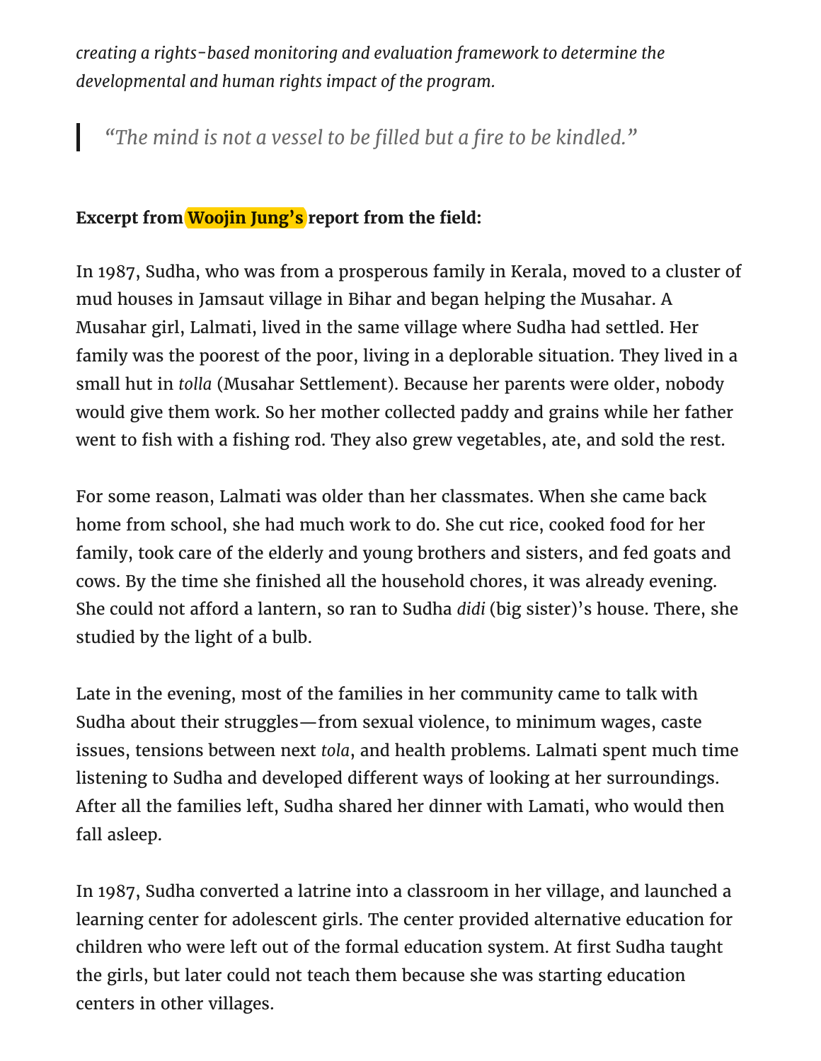*creating a rights-based monitoring and evaluation framework to determine the developmental and human rights impact of the program.*

> *"The mind is not a vessel to be filled but a fire to be kindled."*

**Excerpt from Woojin Jung's report from the field:**

In 1987, Sudha, who was from a prosperous family in Kerala, moved to a cluster of mud houses in Jamsaut village in Bihar and began helping the Musahar. A Musahar girl, Lalmati, lived in the same village where Sudha had settled. Her family was the poorest of the poor, living in a deplorable situation. They lived in a small hut in *tolla* (Musahar Settlement). Because her parents were older, nobody would give them work. So her mother collected paddy and grains while her father went to fish with a fishing rod. They also grew vegetables, ate, and sold the rest.

For some reason, Lalmati was older than her classmates. When she came back home from school, she had much work to do. She cut rice, cooked food for her family, took care of the elderly and young brothers and sisters, and fed goats and cows. By the time she finished all the household chores, it was already evening. She could not afford a lantern, so ran to Sudha *didi* (big sister)'s house. There, she studied by the light of a bulb.

Late in the evening, most of the families in her community came to talk with Sudha about their struggles—from sexual violence, to minimum wages, caste issues, tensions between next *tola*, and health problems. Lalmati spent much time listening to Sudha and developed different ways of looking at her surroundings. After all the families left, Sudha shared her dinner with Lamati, who would then fall asleep.

In 1987, Sudha converted a latrine into a classroom in her village, and launched a learning center for adolescent girls. The center provided alternative education for children who were left out of the formal education system. At first Sudha taught the girls, but later could not teach them because she was starting education centers in other villages.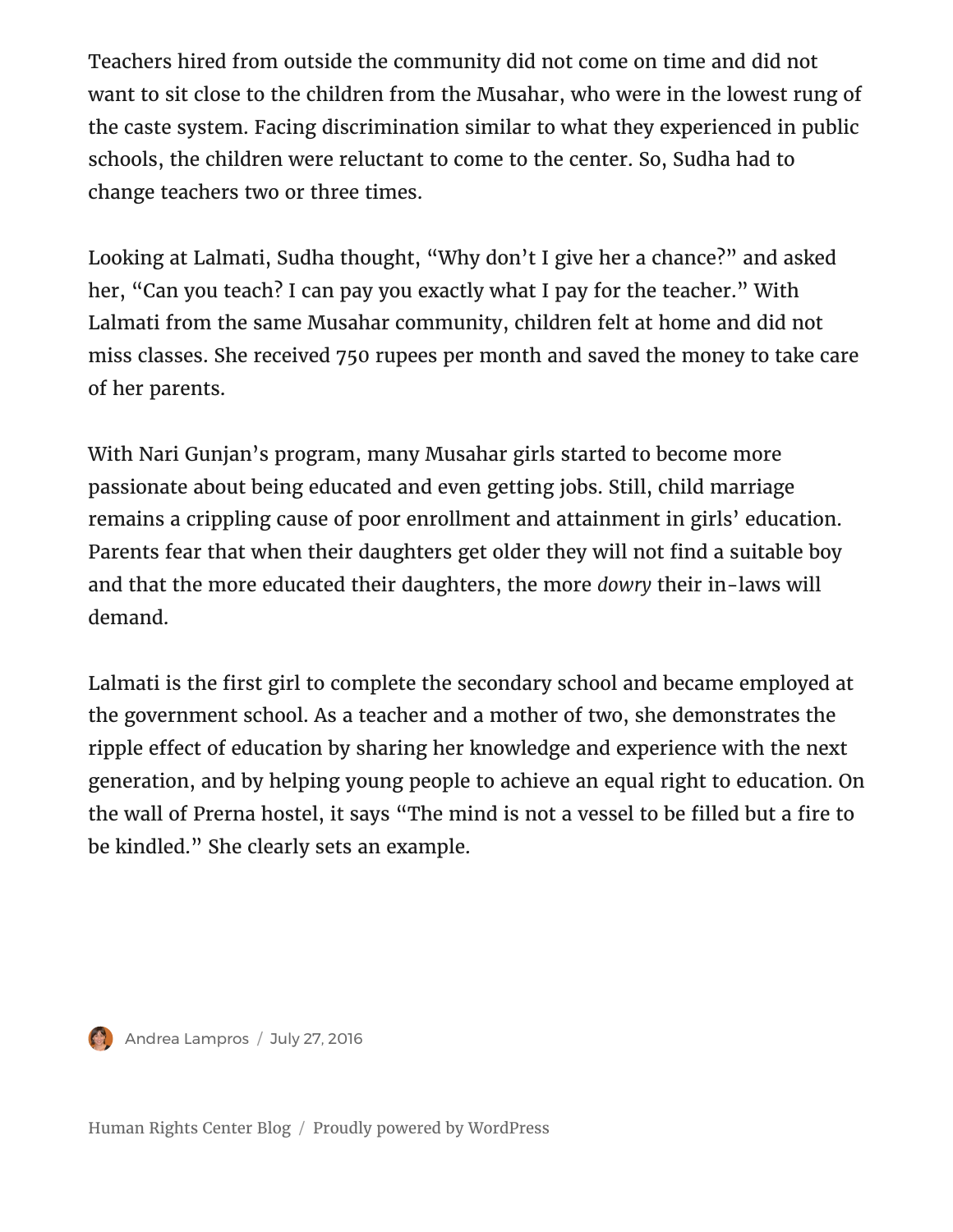Teachers hired from outside the community did not come on time and did not want to sit close to the children from the Musahar, who were in the lowest rung of the caste system. Facing discrimination similar to what they experienced in public schools, the children were reluctant to come to the center. So, Sudha had to change teachers two or three times.

Looking at Lalmati, Sudha thought, "Why don't I give her a chance?" and asked her, "Can you teach? I can pay you exactly what I pay for the teacher." With Lalmati from the same Musahar community, children felt at home and did not miss classes. She received 750 rupees per month and saved the money to take care of her parents.

With Nari Gunjan's program, many Musahar girls started to become more passionate about being educated and even getting jobs. Still, child marriage remains a crippling cause of poor enrollment and attainment in girls' education. Parents fear that when their daughters get older they will not find a suitable boy and that the more educated their daughters, the more *dowry* their in-laws will demand.

Lalmati is the first girl to complete the secondary school and became employed at the government school. As a teacher and a mother of two, she demonstrates the ripple effect of education by sharing her knowledge and experience with the next generation, and by helping young people to achieve an equal right to education. On the wall of Prerna hostel, it says "The mind is not a vessel to be filled but a fire to be kindled." She clearly sets an example.

Andrea Lampros / July 27, 2016